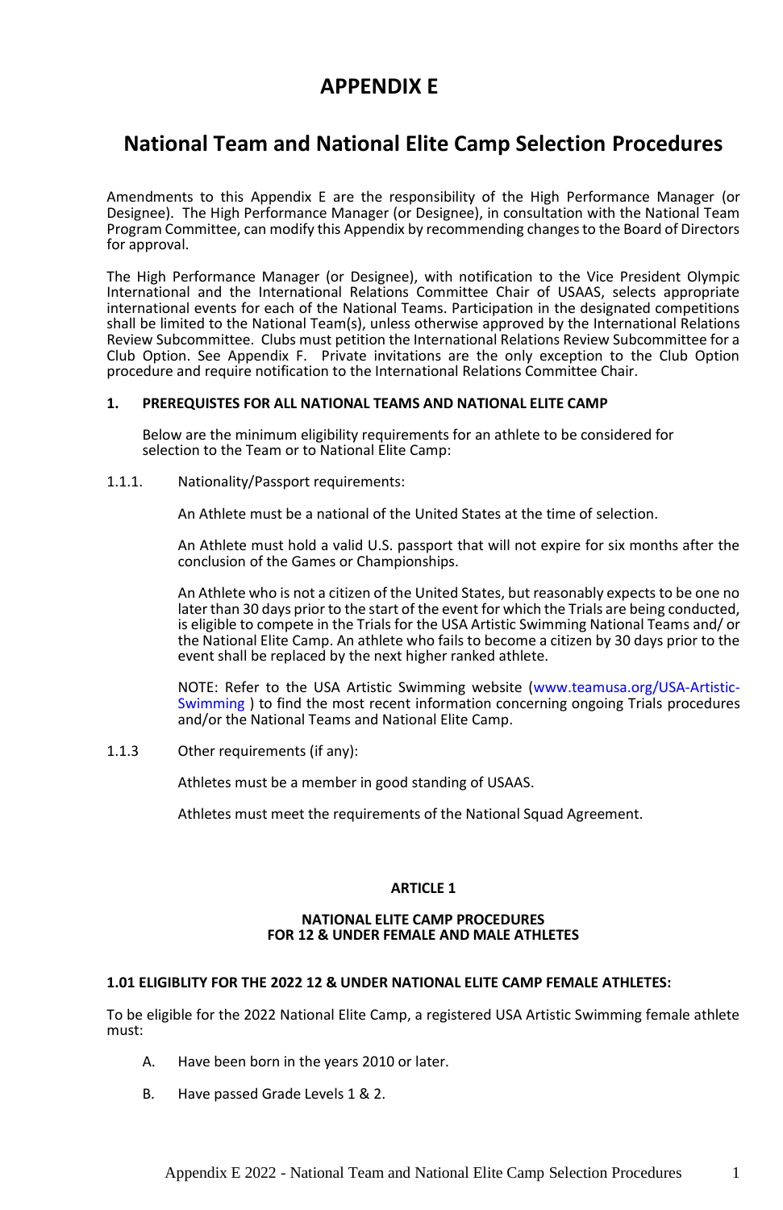# APPENDIX E

## National Team and National Elite Camp Selection Procedures

Amendments to this Appendix E are the responsibility of the High Performance Manager (or Designee). The High Performance Manager (or Designee), in consultation with the National Team Program Committee, can modify this Appendix by recommending changes to the Board of Directors for approval.

The High Performance Manager (or Designee), with notification to the Vice President Olympic International and the International Relations Committee Chair of USAAS, selects appropriate international events for each of the National Teams. Participation in the designated competitions shall be limited to the National Team(s), unless otherwise approved by the International Relations Review Subcommittee. Clubs must petition the International Relations Review Subcommittee for a Club Option. See Appendix F. Private invitations are the only exception to the Club Option procedure and require notification to the International Relations Committee Chair.

**1. PREREQUISTES FOR ALL NATIONAL TEAMS AND NATIONAL ELITE CAMP**

Below are the minimum eligibility requirements for an athlete to be considered for selection to the Team or to National Elite Camp:

1.1.1. Nationality/Passport requirements:

An Athlete must be a national of the United States at the time of selection.

An Athlete must hold a valid U.S. passport that will not expire for six months after the conclusion of the Games or Championships.

An Athlete who is not a citizen of the United States, but reasonably expects to be one no later than 30 days prior to the start of the event for which the Trials are being conducted, is eligible to compete in the Trials for the USA Artistic Swimming National Teams and/ or the National Elite Camp. An athlete who fails to become a citizen by 30 days prior to the event shall be replaced by the next higher ranked athlete.

NOTE: Refer to the USA Artistic Swimming website (www.teamusa.org/USA-Artistic-Swimming ) to find the most recent information concerning ongoing Trials procedures and/or the National Teams and National Elite Camp.

1.1.3 Other requirements (if any):

Athletes must be a member in good standing of USAAS.

Athletes must meet the requirements of the National Squad Agreement.

**ARTICLE 1**

**NATIONAL ELITE CAMP PROCEDURES**
**FOR 12 & UNDER FEMALE AND MALE ATHLETES**

**1.01 ELIGIBLITY FOR THE 2022 12 & UNDER NATIONAL ELITE CAMP FEMALE ATHLETES:**

To be eligible for the 2022 National Elite Camp, a registered USA Artistic Swimming female athlete must:

A. Have been born in the years 2010 or later.

B. Have passed Grade Levels 1 & 2.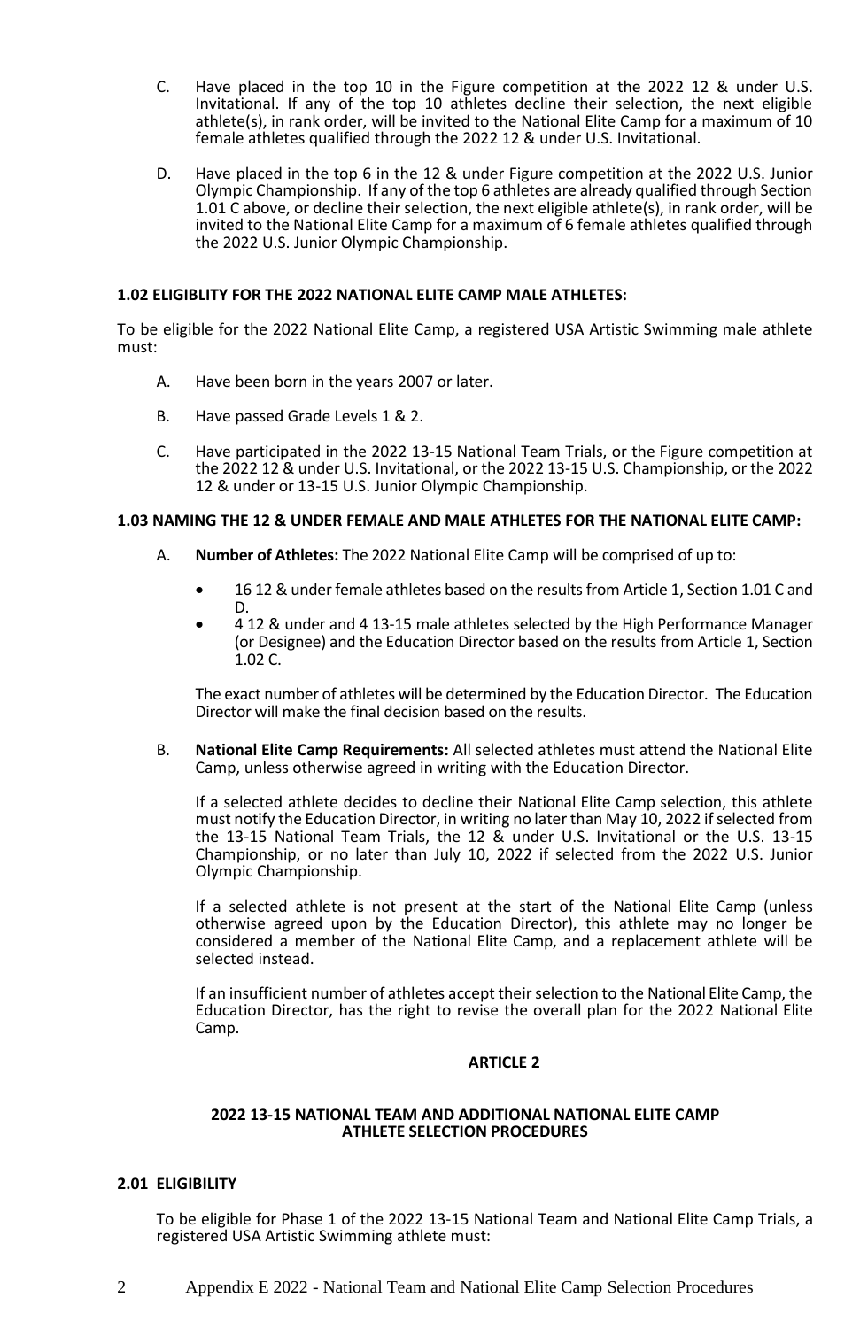C. Have placed in the top 10 in the Figure competition at the 2022 12 & under U.S. Invitational. If any of the top 10 athletes decline their selection, the next eligible athlete(s), in rank order, will be invited to the National Elite Camp for a maximum of 10 female athletes qualified through the 2022 12 & under U.S. Invitational.

D. Have placed in the top 6 in the 12 & under Figure competition at the 2022 U.S. Junior Olympic Championship. If any of the top 6 athletes are already qualified through Section 1.01 C above, or decline their selection, the next eligible athlete(s), in rank order, will be invited to the National Elite Camp for a maximum of 6 female athletes qualified through the 2022 U.S. Junior Olympic Championship.

**1.02 ELIGIBLITY FOR THE 2022 NATIONAL ELITE CAMP MALE ATHLETES:**

To be eligible for the 2022 National Elite Camp, a registered USA Artistic Swimming male athlete must:

A. Have been born in the years 2007 or later.

B. Have passed Grade Levels 1 & 2.

C. Have participated in the 2022 13-15 National Team Trials, or the Figure competition at the 2022 12 & under U.S. Invitational, or the 2022 13-15 U.S. Championship, or the 2022 12 & under or 13-15 U.S. Junior Olympic Championship.

**1.03 NAMING THE 12 & UNDER FEMALE AND MALE ATHLETES FOR THE NATIONAL ELITE CAMP:**

A. **Number of Athletes:** The 2022 National Elite Camp will be comprised of up to:

- 16 12 & under female athletes based on the results from Article 1, Section 1.01 C and D.
- 4 12 & under and 4 13-15 male athletes selected by the High Performance Manager (or Designee) and the Education Director based on the results from Article 1, Section 1.02 C.

The exact number of athletes will be determined by the Education Director. The Education Director will make the final decision based on the results.

B. **National Elite Camp Requirements:** All selected athletes must attend the National Elite Camp, unless otherwise agreed in writing with the Education Director.

If a selected athlete decides to decline their National Elite Camp selection, this athlete must notify the Education Director, in writing no later than May 10, 2022 if selected from the 13-15 National Team Trials, the 12 & under U.S. Invitational or the U.S. 13-15 Championship, or no later than July 10, 2022 if selected from the 2022 U.S. Junior Olympic Championship.

If a selected athlete is not present at the start of the National Elite Camp (unless otherwise agreed upon by the Education Director), this athlete may no longer be considered a member of the National Elite Camp, and a replacement athlete will be selected instead.

If an insufficient number of athletes accept their selection to the National Elite Camp, the Education Director, has the right to revise the overall plan for the 2022 National Elite Camp.

## ARTICLE 2

### 2022 13-15 NATIONAL TEAM AND ADDITIONAL NATIONAL ELITE CAMP ATHLETE SELECTION PROCEDURES

**2.01 ELIGIBILITY**

To be eligible for Phase 1 of the 2022 13-15 National Team and National Elite Camp Trials, a registered USA Artistic Swimming athlete must: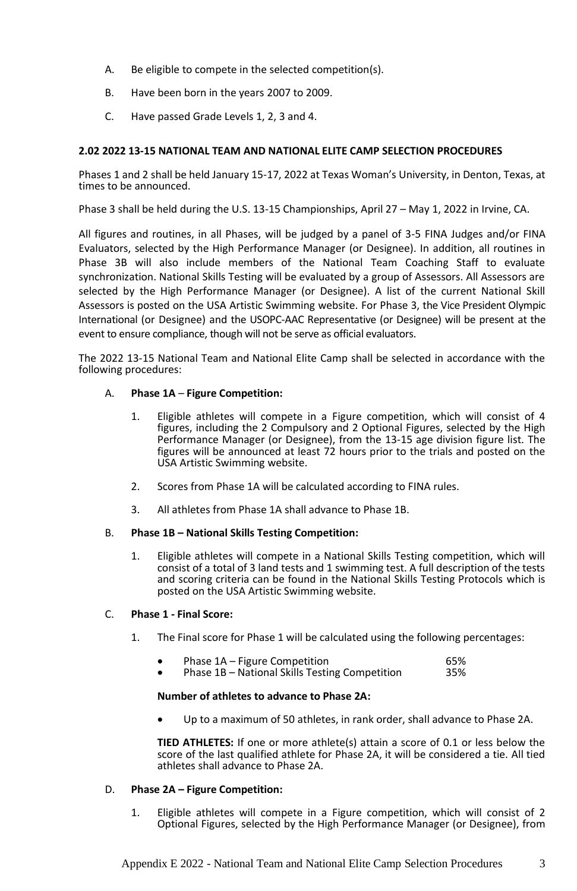A. Be eligible to compete in the selected competition(s).

B. Have been born in the years 2007 to 2009.

C. Have passed Grade Levels 1, 2, 3 and 4.

**2.02 2022 13-15 NATIONAL TEAM AND NATIONAL ELITE CAMP SELECTION PROCEDURES**

Phases 1 and 2 shall be held January 15-17, 2022 at Texas Woman's University, in Denton, Texas, at times to be announced.

Phase 3 shall be held during the U.S. 13-15 Championships, April 27 – May 1, 2022 in Irvine, CA.

All figures and routines, in all Phases, will be judged by a panel of 3-5 FINA Judges and/or FINA Evaluators, selected by the High Performance Manager (or Designee). In addition, all routines in Phase 3B will also include members of the National Team Coaching Staff to evaluate synchronization. National Skills Testing will be evaluated by a group of Assessors. All Assessors are selected by the High Performance Manager (or Designee). A list of the current National Skill Assessors is posted on the USA Artistic Swimming website. For Phase 3, the Vice President Olympic International (or Designee) and the USOPC-AAC Representative (or Designee) will be present at the event to ensure compliance, though will not be serve as official evaluators.

The 2022 13-15 National Team and National Elite Camp shall be selected in accordance with the following procedures:

A. **Phase 1A** – **Figure Competition:**

1. Eligible athletes will compete in a Figure competition, which will consist of 4 figures, including the 2 Compulsory and 2 Optional Figures, selected by the High Performance Manager (or Designee), from the 13-15 age division figure list. The figures will be announced at least 72 hours prior to the trials and posted on the USA Artistic Swimming website.

2. Scores from Phase 1A will be calculated according to FINA rules.

3. All athletes from Phase 1A shall advance to Phase 1B.

B. **Phase 1B – National Skills Testing Competition:**

1. Eligible athletes will compete in a National Skills Testing competition, which will consist of a total of 3 land tests and 1 swimming test. A full description of the tests and scoring criteria can be found in the National Skills Testing Protocols which is posted on the USA Artistic Swimming website.

C. **Phase 1 - Final Score:**

1. The Final score for Phase 1 will be calculated using the following percentages:

- Phase 1A – Figure Competition 65%
- Phase 1B – National Skills Testing Competition 35%

**Number of athletes to advance to Phase 2A:**

- Up to a maximum of 50 athletes, in rank order, shall advance to Phase 2A.

**TIED ATHLETES:** If one or more athlete(s) attain a score of 0.1 or less below the score of the last qualified athlete for Phase 2A, it will be considered a tie. All tied athletes shall advance to Phase 2A.

D. **Phase 2A – Figure Competition:**

1. Eligible athletes will compete in a Figure competition, which will consist of 2 Optional Figures, selected by the High Performance Manager (or Designee), from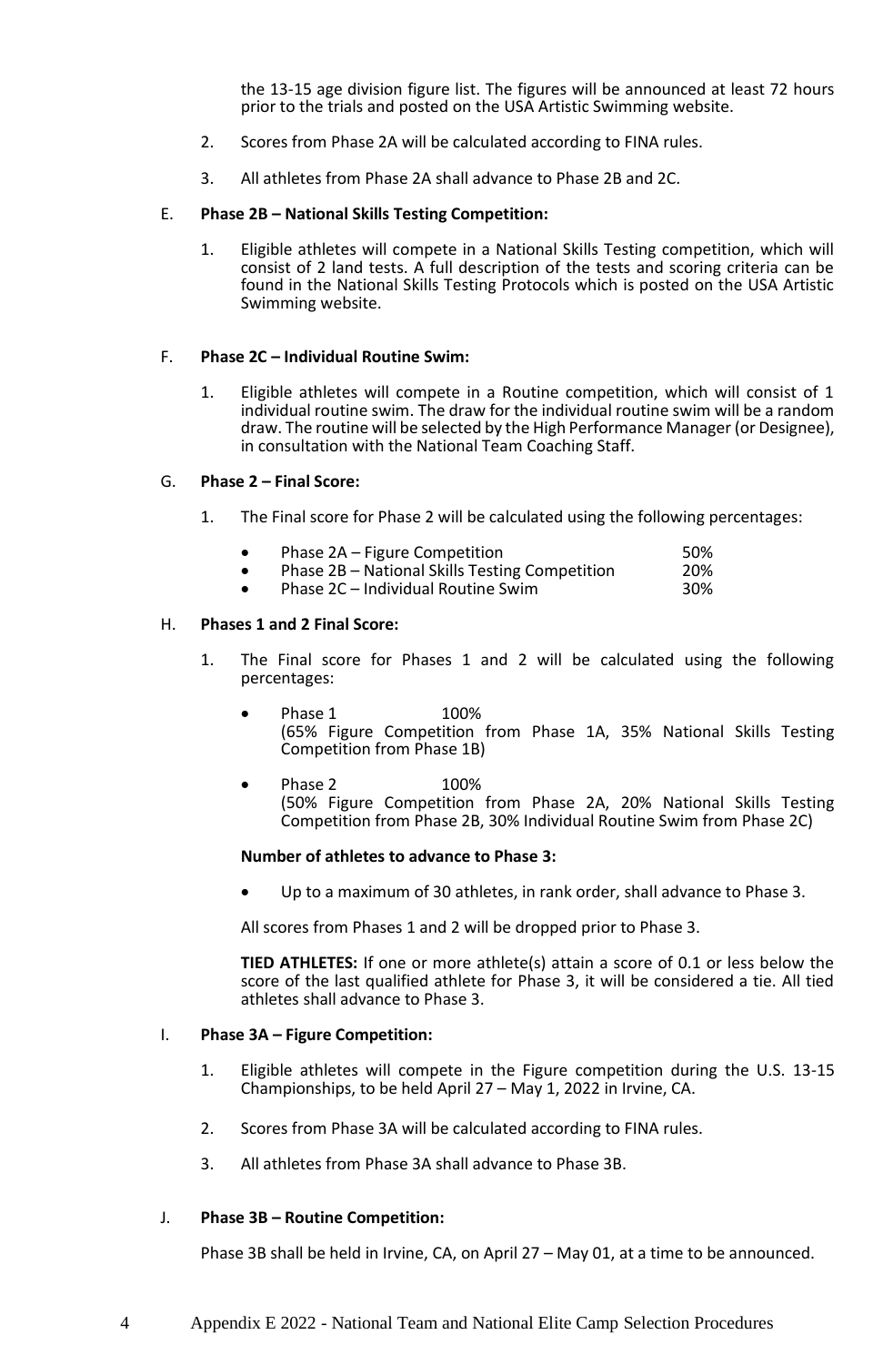the 13-15 age division figure list. The figures will be announced at least 72 hours prior to the trials and posted on the USA Artistic Swimming website.

2. Scores from Phase 2A will be calculated according to FINA rules.

3. All athletes from Phase 2A shall advance to Phase 2B and 2C.

E. **Phase 2B – National Skills Testing Competition:**

1. Eligible athletes will compete in a National Skills Testing competition, which will consist of 2 land tests. A full description of the tests and scoring criteria can be found in the National Skills Testing Protocols which is posted on the USA Artistic Swimming website.

F. **Phase 2C – Individual Routine Swim:**

1. Eligible athletes will compete in a Routine competition, which will consist of 1 individual routine swim. The draw for the individual routine swim will be a random draw. The routine will be selected by the High Performance Manager (or Designee), in consultation with the National Team Coaching Staff.

G. **Phase 2 – Final Score:**

1. The Final score for Phase 2 will be calculated using the following percentages:

- Phase 2A – Figure Competition 50%
- Phase 2B – National Skills Testing Competition 20%
- Phase 2C – Individual Routine Swim 30%

H. **Phases 1 and 2 Final Score:**

1. The Final score for Phases 1 and 2 will be calculated using the following percentages:

- Phase 1 100%
  (65% Figure Competition from Phase 1A, 35% National Skills Testing Competition from Phase 1B)

- Phase 2 100%
  (50% Figure Competition from Phase 2A, 20% National Skills Testing Competition from Phase 2B, 30% Individual Routine Swim from Phase 2C)

**Number of athletes to advance to Phase 3:**

- Up to a maximum of 30 athletes, in rank order, shall advance to Phase 3.

All scores from Phases 1 and 2 will be dropped prior to Phase 3.

**TIED ATHLETES:** If one or more athlete(s) attain a score of 0.1 or less below the score of the last qualified athlete for Phase 3, it will be considered a tie. All tied athletes shall advance to Phase 3.

I. **Phase 3A – Figure Competition:**

1. Eligible athletes will compete in the Figure competition during the U.S. 13-15 Championships, to be held April 27 – May 1, 2022 in Irvine, CA.

2. Scores from Phase 3A will be calculated according to FINA rules.

3. All athletes from Phase 3A shall advance to Phase 3B.

J. **Phase 3B – Routine Competition:**

Phase 3B shall be held in Irvine, CA, on April 27 – May 01, at a time to be announced.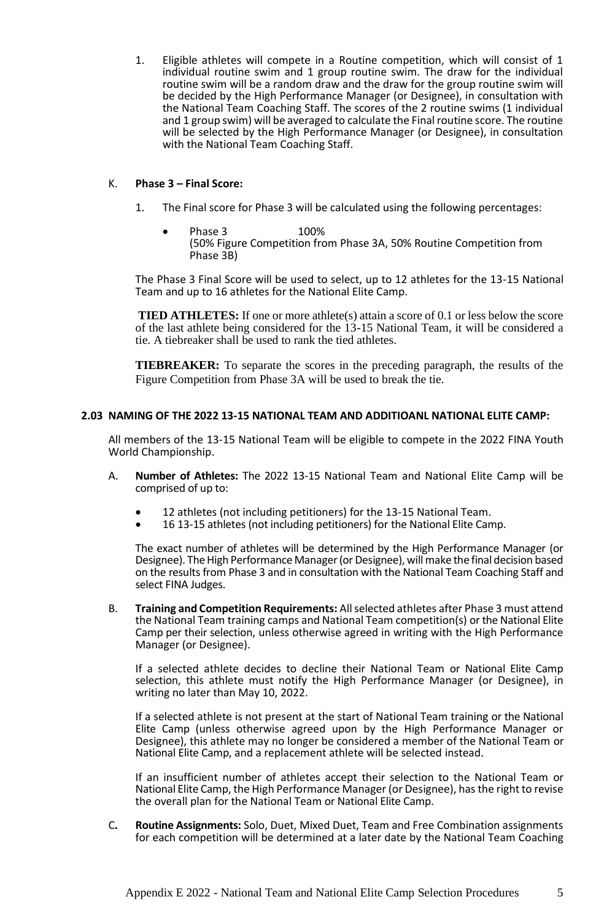1. Eligible athletes will compete in a Routine competition, which will consist of 1 individual routine swim and 1 group routine swim. The draw for the individual routine swim will be a random draw and the draw for the group routine swim will be decided by the High Performance Manager (or Designee), in consultation with the National Team Coaching Staff. The scores of the 2 routine swims (1 individual and 1 group swim) will be averaged to calculate the Final routine score. The routine will be selected by the High Performance Manager (or Designee), in consultation with the National Team Coaching Staff.

K. **Phase 3 – Final Score:**

1. The Final score for Phase 3 will be calculated using the following percentages:

   - Phase 3 100%
     (50% Figure Competition from Phase 3A, 50% Routine Competition from Phase 3B)

The Phase 3 Final Score will be used to select, up to 12 athletes for the 13-15 National Team and up to 16 athletes for the National Elite Camp.

**TIED ATHLETES:** If one or more athlete(s) attain a score of 0.1 or less below the score of the last athlete being considered for the 13-15 National Team, it will be considered a tie. A tiebreaker shall be used to rank the tied athletes.

**TIEBREAKER:** To separate the scores in the preceding paragraph, the results of the Figure Competition from Phase 3A will be used to break the tie.

## 2.03 NAMING OF THE 2022 13-15 NATIONAL TEAM AND ADDITIOANL NATIONAL ELITE CAMP:

All members of the 13-15 National Team will be eligible to compete in the 2022 FINA Youth World Championship.

A. **Number of Athletes:** The 2022 13-15 National Team and National Elite Camp will be comprised of up to:

- 12 athletes (not including petitioners) for the 13-15 National Team.
- 16 13-15 athletes (not including petitioners) for the National Elite Camp.

The exact number of athletes will be determined by the High Performance Manager (or Designee). The High Performance Manager (or Designee), will make the final decision based on the results from Phase 3 and in consultation with the National Team Coaching Staff and select FINA Judges.

B. **Training and Competition Requirements:** All selected athletes after Phase 3 must attend the National Team training camps and National Team competition(s) or the National Elite Camp per their selection, unless otherwise agreed in writing with the High Performance Manager (or Designee).

If a selected athlete decides to decline their National Team or National Elite Camp selection, this athlete must notify the High Performance Manager (or Designee), in writing no later than May 10, 2022.

If a selected athlete is not present at the start of National Team training or the National Elite Camp (unless otherwise agreed upon by the High Performance Manager or Designee), this athlete may no longer be considered a member of the National Team or National Elite Camp, and a replacement athlete will be selected instead.

If an insufficient number of athletes accept their selection to the National Team or National Elite Camp, the High Performance Manager (or Designee), has the right to revise the overall plan for the National Team or National Elite Camp.

C. **Routine Assignments:** Solo, Duet, Mixed Duet, Team and Free Combination assignments for each competition will be determined at a later date by the National Team Coaching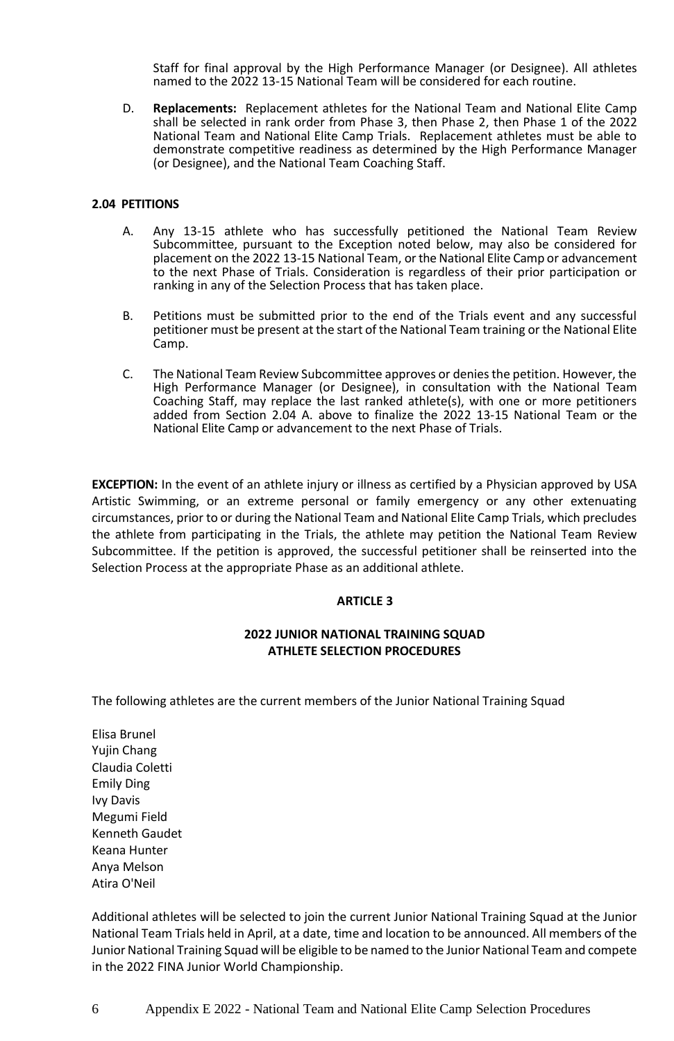Staff for final approval by the High Performance Manager (or Designee). All athletes named to the 2022 13-15 National Team will be considered for each routine.

D. **Replacements:** Replacement athletes for the National Team and National Elite Camp shall be selected in rank order from Phase 3, then Phase 2, then Phase 1 of the 2022 National Team and National Elite Camp Trials. Replacement athletes must be able to demonstrate competitive readiness as determined by the High Performance Manager (or Designee), and the National Team Coaching Staff.

### 2.04 PETITIONS

A. Any 13-15 athlete who has successfully petitioned the National Team Review Subcommittee, pursuant to the Exception noted below, may also be considered for placement on the 2022 13-15 National Team, or the National Elite Camp or advancement to the next Phase of Trials. Consideration is regardless of their prior participation or ranking in any of the Selection Process that has taken place.

B. Petitions must be submitted prior to the end of the Trials event and any successful petitioner must be present at the start of the National Team training or the National Elite Camp.

C. The National Team Review Subcommittee approves or denies the petition. However, the High Performance Manager (or Designee), in consultation with the National Team Coaching Staff, may replace the last ranked athlete(s), with one or more petitioners added from Section 2.04 A. above to finalize the 2022 13-15 National Team or the National Elite Camp or advancement to the next Phase of Trials.

**EXCEPTION:** In the event of an athlete injury or illness as certified by a Physician approved by USA Artistic Swimming, or an extreme personal or family emergency or any other extenuating circumstances, prior to or during the National Team and National Elite Camp Trials, which precludes the athlete from participating in the Trials, the athlete may petition the National Team Review Subcommittee. If the petition is approved, the successful petitioner shall be reinserted into the Selection Process at the appropriate Phase as an additional athlete.

## ARTICLE 3

## 2022 JUNIOR NATIONAL TRAINING SQUAD ATHLETE SELECTION PROCEDURES

The following athletes are the current members of the Junior National Training Squad

Elisa Brunel
Yujin Chang
Claudia Coletti
Emily Ding
Ivy Davis
Megumi Field
Kenneth Gaudet
Keana Hunter
Anya Melson
Atira O'Neil

Additional athletes will be selected to join the current Junior National Training Squad at the Junior National Team Trials held in April, at a date, time and location to be announced. All members of the Junior National Training Squad will be eligible to be named to the Junior National Team and compete in the 2022 FINA Junior World Championship.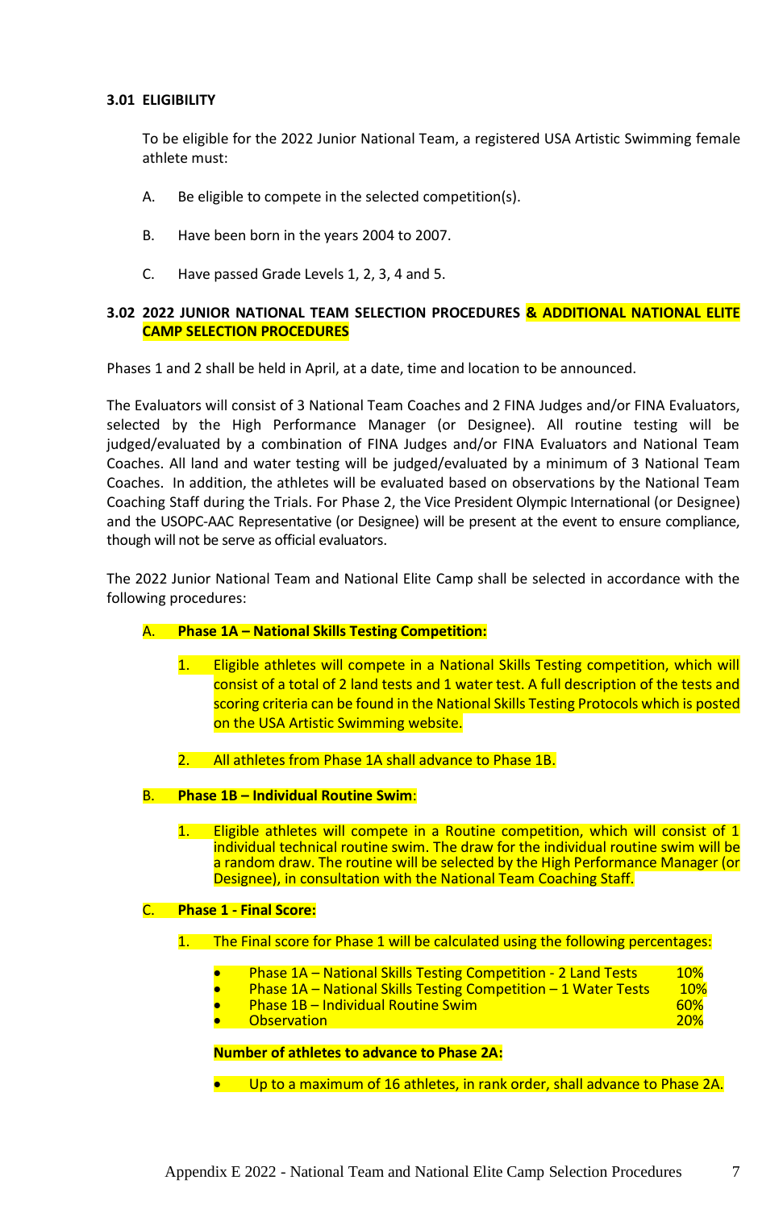### 3.01 ELIGIBILITY

To be eligible for the 2022 Junior National Team, a registered USA Artistic Swimming female athlete must:

A. Be eligible to compete in the selected competition(s).

B. Have been born in the years 2004 to 2007.

C. Have passed Grade Levels 1, 2, 3, 4 and 5.

### 3.02 2022 JUNIOR NATIONAL TEAM SELECTION PROCEDURES & ADDITIONAL NATIONAL ELITE CAMP SELECTION PROCEDURES

Phases 1 and 2 shall be held in April, at a date, time and location to be announced.

The Evaluators will consist of 3 National Team Coaches and 2 FINA Judges and/or FINA Evaluators, selected by the High Performance Manager (or Designee). All routine testing will be judged/evaluated by a combination of FINA Judges and/or FINA Evaluators and National Team Coaches. All land and water testing will be judged/evaluated by a minimum of 3 National Team Coaches. In addition, the athletes will be evaluated based on observations by the National Team Coaching Staff during the Trials. For Phase 2, the Vice President Olympic International (or Designee) and the USOPC-AAC Representative (or Designee) will be present at the event to ensure compliance, though will not be serve as official evaluators.

The 2022 Junior National Team and National Elite Camp shall be selected in accordance with the following procedures:

A. **Phase 1A – National Skills Testing Competition:**

1. Eligible athletes will compete in a National Skills Testing competition, which will consist of a total of 2 land tests and 1 water test. A full description of the tests and scoring criteria can be found in the National Skills Testing Protocols which is posted on the USA Artistic Swimming website.

2. All athletes from Phase 1A shall advance to Phase 1B.

B. **Phase 1B – Individual Routine Swim**:

1. Eligible athletes will compete in a Routine competition, which will consist of 1 individual technical routine swim. The draw for the individual routine swim will be a random draw. The routine will be selected by the High Performance Manager (or Designee), in consultation with the National Team Coaching Staff.

C. **Phase 1 - Final Score:**

1. The Final score for Phase 1 will be calculated using the following percentages:

- Phase 1A – National Skills Testing Competition - 2 Land Tests 10%
- Phase 1A – National Skills Testing Competition – 1 Water Tests 10%
- Phase 1B – Individual Routine Swim 60%
- Observation 20%

**Number of athletes to advance to Phase 2A:**

- Up to a maximum of 16 athletes, in rank order, shall advance to Phase 2A.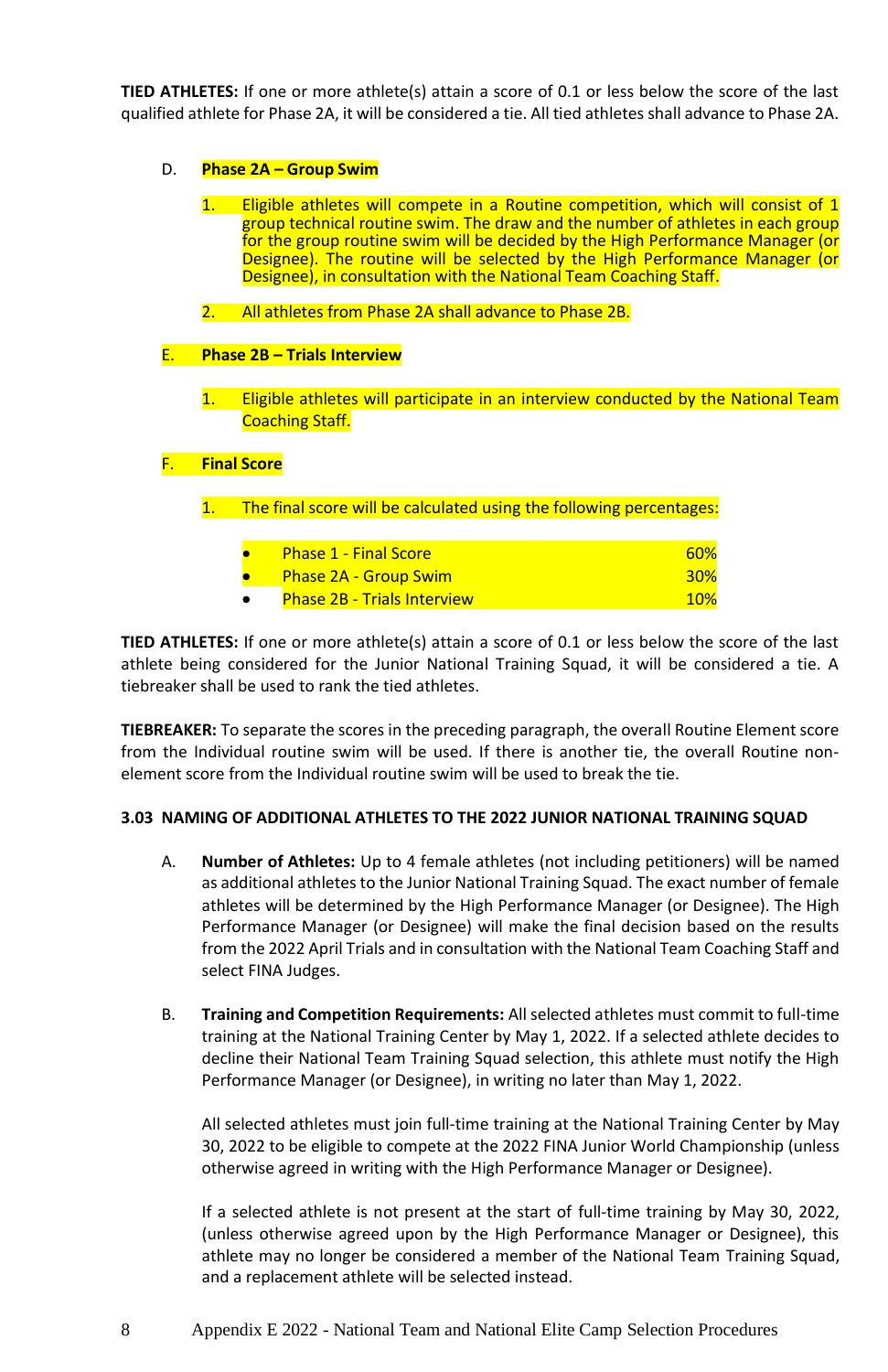**TIED ATHLETES:** If one or more athlete(s) attain a score of 0.1 or less below the score of the last qualified athlete for Phase 2A, it will be considered a tie. All tied athletes shall advance to Phase 2A.

D. **Phase 2A – Group Swim**

1. Eligible athletes will compete in a Routine competition, which will consist of 1 group technical routine swim. The draw and the number of athletes in each group for the group routine swim will be decided by the High Performance Manager (or Designee). The routine will be selected by the High Performance Manager (or Designee), in consultation with the National Team Coaching Staff.

2. All athletes from Phase 2A shall advance to Phase 2B.

E. **Phase 2B – Trials Interview**

1. Eligible athletes will participate in an interview conducted by the National Team Coaching Staff.

F. **Final Score**

1. The final score will be calculated using the following percentages:

- Phase 1 - Final Score 60%
- Phase 2A - Group Swim 30%
- Phase 2B - Trials Interview 10%

**TIED ATHLETES:** If one or more athlete(s) attain a score of 0.1 or less below the score of the last athlete being considered for the Junior National Training Squad, it will be considered a tie. A tiebreaker shall be used to rank the tied athletes.

**TIEBREAKER:** To separate the scores in the preceding paragraph, the overall Routine Element score from the Individual routine swim will be used. If there is another tie, the overall Routine non-element score from the Individual routine swim will be used to break the tie.

### 3.03 NAMING OF ADDITIONAL ATHLETES TO THE 2022 JUNIOR NATIONAL TRAINING SQUAD

A. **Number of Athletes:** Up to 4 female athletes (not including petitioners) will be named as additional athletes to the Junior National Training Squad. The exact number of female athletes will be determined by the High Performance Manager (or Designee). The High Performance Manager (or Designee) will make the final decision based on the results from the 2022 April Trials and in consultation with the National Team Coaching Staff and select FINA Judges.

B. **Training and Competition Requirements:** All selected athletes must commit to full-time training at the National Training Center by May 1, 2022. If a selected athlete decides to decline their National Team Training Squad selection, this athlete must notify the High Performance Manager (or Designee), in writing no later than May 1, 2022.

All selected athletes must join full-time training at the National Training Center by May 30, 2022 to be eligible to compete at the 2022 FINA Junior World Championship (unless otherwise agreed in writing with the High Performance Manager or Designee).

If a selected athlete is not present at the start of full-time training by May 30, 2022, (unless otherwise agreed upon by the High Performance Manager or Designee), this athlete may no longer be considered a member of the National Team Training Squad, and a replacement athlete will be selected instead.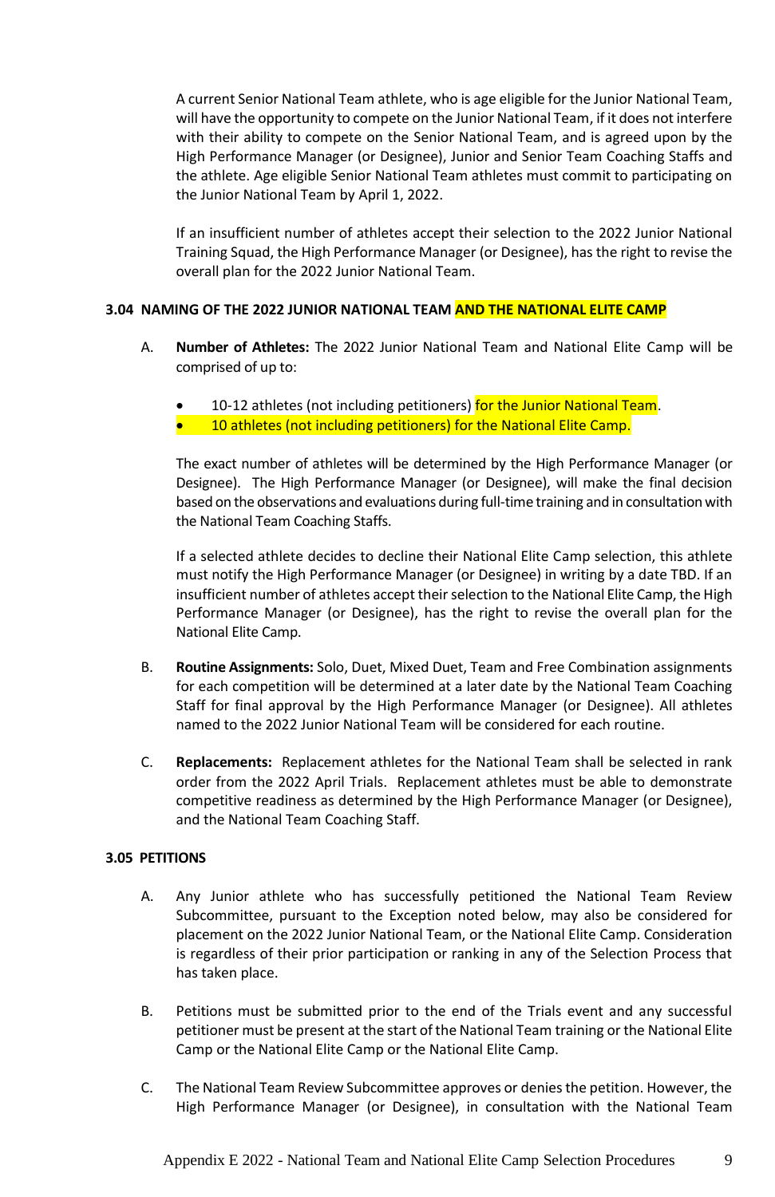A current Senior National Team athlete, who is age eligible for the Junior National Team, will have the opportunity to compete on the Junior National Team, if it does not interfere with their ability to compete on the Senior National Team, and is agreed upon by the High Performance Manager (or Designee), Junior and Senior Team Coaching Staffs and the athlete. Age eligible Senior National Team athletes must commit to participating on the Junior National Team by April 1, 2022.

If an insufficient number of athletes accept their selection to the 2022 Junior National Training Squad, the High Performance Manager (or Designee), has the right to revise the overall plan for the 2022 Junior National Team.

### 3.04 NAMING OF THE 2022 JUNIOR NATIONAL TEAM AND THE NATIONAL ELITE CAMP

A. **Number of Athletes:** The 2022 Junior National Team and National Elite Camp will be comprised of up to:

- 10-12 athletes (not including petitioners) for the Junior National Team.
- 10 athletes (not including petitioners) for the National Elite Camp.

The exact number of athletes will be determined by the High Performance Manager (or Designee). The High Performance Manager (or Designee), will make the final decision based on the observations and evaluations during full-time training and in consultation with the National Team Coaching Staffs.

If a selected athlete decides to decline their National Elite Camp selection, this athlete must notify the High Performance Manager (or Designee) in writing by a date TBD. If an insufficient number of athletes accept their selection to the National Elite Camp, the High Performance Manager (or Designee), has the right to revise the overall plan for the National Elite Camp.

B. **Routine Assignments:** Solo, Duet, Mixed Duet, Team and Free Combination assignments for each competition will be determined at a later date by the National Team Coaching Staff for final approval by the High Performance Manager (or Designee). All athletes named to the 2022 Junior National Team will be considered for each routine.

C. **Replacements:** Replacement athletes for the National Team shall be selected in rank order from the 2022 April Trials. Replacement athletes must be able to demonstrate competitive readiness as determined by the High Performance Manager (or Designee), and the National Team Coaching Staff.

### 3.05 PETITIONS

A. Any Junior athlete who has successfully petitioned the National Team Review Subcommittee, pursuant to the Exception noted below, may also be considered for placement on the 2022 Junior National Team, or the National Elite Camp. Consideration is regardless of their prior participation or ranking in any of the Selection Process that has taken place.

B. Petitions must be submitted prior to the end of the Trials event and any successful petitioner must be present at the start of the National Team training or the National Elite Camp or the National Elite Camp or the National Elite Camp.

C. The National Team Review Subcommittee approves or denies the petition. However, the High Performance Manager (or Designee), in consultation with the National Team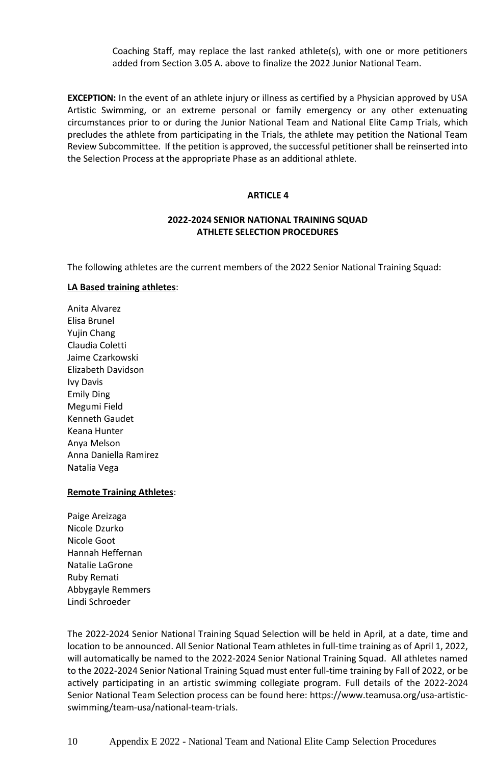Coaching Staff, may replace the last ranked athlete(s), with one or more petitioners added from Section 3.05 A. above to finalize the 2022 Junior National Team.

**EXCEPTION:** In the event of an athlete injury or illness as certified by a Physician approved by USA Artistic Swimming, or an extreme personal or family emergency or any other extenuating circumstances prior to or during the Junior National Team and National Elite Camp Trials, which precludes the athlete from participating in the Trials, the athlete may petition the National Team Review Subcommittee. If the petition is approved, the successful petitioner shall be reinserted into the Selection Process at the appropriate Phase as an additional athlete.

## ARTICLE 4

## 2022-2024 SENIOR NATIONAL TRAINING SQUAD ATHLETE SELECTION PROCEDURES

The following athletes are the current members of the 2022 Senior National Training Squad:

**LA Based training athletes**:

Anita Alvarez
Elisa Brunel
Yujin Chang
Claudia Coletti
Jaime Czarkowski
Elizabeth Davidson
Ivy Davis
Emily Ding
Megumi Field
Kenneth Gaudet
Keana Hunter
Anya Melson
Anna Daniella Ramirez
Natalia Vega

**Remote Training Athletes**:

Paige Areizaga
Nicole Dzurko
Nicole Goot
Hannah Heffernan
Natalie LaGrone
Ruby Remati
Abbygayle Remmers
Lindi Schroeder

The 2022-2024 Senior National Training Squad Selection will be held in April, at a date, time and location to be announced. All Senior National Team athletes in full-time training as of April 1, 2022, will automatically be named to the 2022-2024 Senior National Training Squad. All athletes named to the 2022-2024 Senior National Training Squad must enter full-time training by Fall of 2022, or be actively participating in an artistic swimming collegiate program. Full details of the 2022-2024 Senior National Team Selection process can be found here: https://www.teamusa.org/usa-artistic-swimming/team-usa/national-team-trials.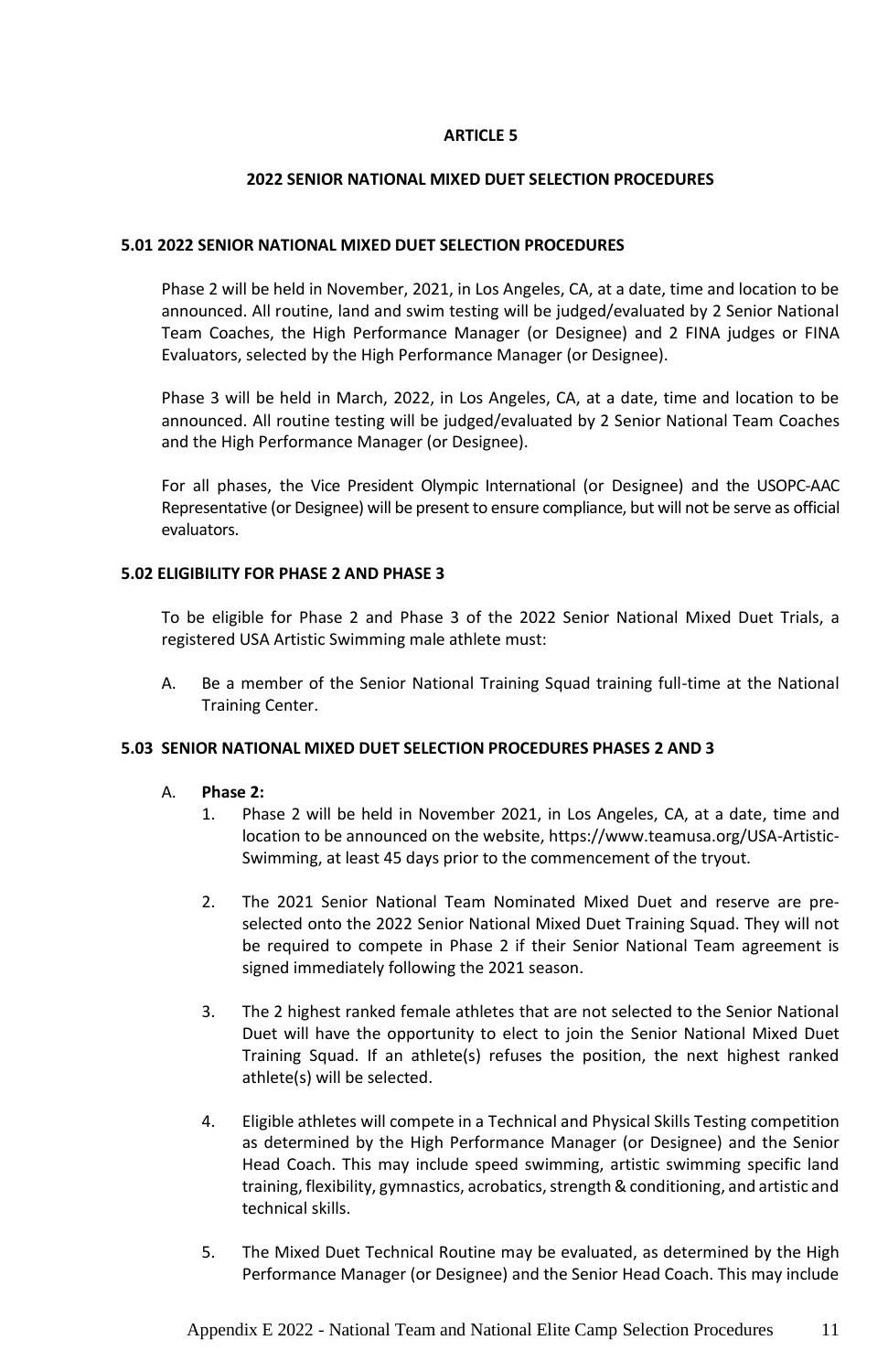# ARTICLE 5

## 2022 SENIOR NATIONAL MIXED DUET SELECTION PROCEDURES

### 5.01 2022 SENIOR NATIONAL MIXED DUET SELECTION PROCEDURES

Phase 2 will be held in November, 2021, in Los Angeles, CA, at a date, time and location to be announced. All routine, land and swim testing will be judged/evaluated by 2 Senior National Team Coaches, the High Performance Manager (or Designee) and 2 FINA judges or FINA Evaluators, selected by the High Performance Manager (or Designee).

Phase 3 will be held in March, 2022, in Los Angeles, CA, at a date, time and location to be announced. All routine testing will be judged/evaluated by 2 Senior National Team Coaches and the High Performance Manager (or Designee).

For all phases, the Vice President Olympic International (or Designee) and the USOPC-AAC Representative (or Designee) will be present to ensure compliance, but will not be serve as official evaluators.

### 5.02 ELIGIBILITY FOR PHASE 2 AND PHASE 3

To be eligible for Phase 2 and Phase 3 of the 2022 Senior National Mixed Duet Trials, a registered USA Artistic Swimming male athlete must:

A. Be a member of the Senior National Training Squad training full-time at the National Training Center.

### 5.03 SENIOR NATIONAL MIXED DUET SELECTION PROCEDURES PHASES 2 AND 3

A. **Phase 2:**

1. Phase 2 will be held in November 2021, in Los Angeles, CA, at a date, time and location to be announced on the website, https://www.teamusa.org/USA-Artistic-Swimming, at least 45 days prior to the commencement of the tryout.

2. The 2021 Senior National Team Nominated Mixed Duet and reserve are pre-selected onto the 2022 Senior National Mixed Duet Training Squad. They will not be required to compete in Phase 2 if their Senior National Team agreement is signed immediately following the 2021 season.

3. The 2 highest ranked female athletes that are not selected to the Senior National Duet will have the opportunity to elect to join the Senior National Mixed Duet Training Squad. If an athlete(s) refuses the position, the next highest ranked athlete(s) will be selected.

4. Eligible athletes will compete in a Technical and Physical Skills Testing competition as determined by the High Performance Manager (or Designee) and the Senior Head Coach. This may include speed swimming, artistic swimming specific land training, flexibility, gymnastics, acrobatics, strength & conditioning, and artistic and technical skills.

5. The Mixed Duet Technical Routine may be evaluated, as determined by the High Performance Manager (or Designee) and the Senior Head Coach. This may include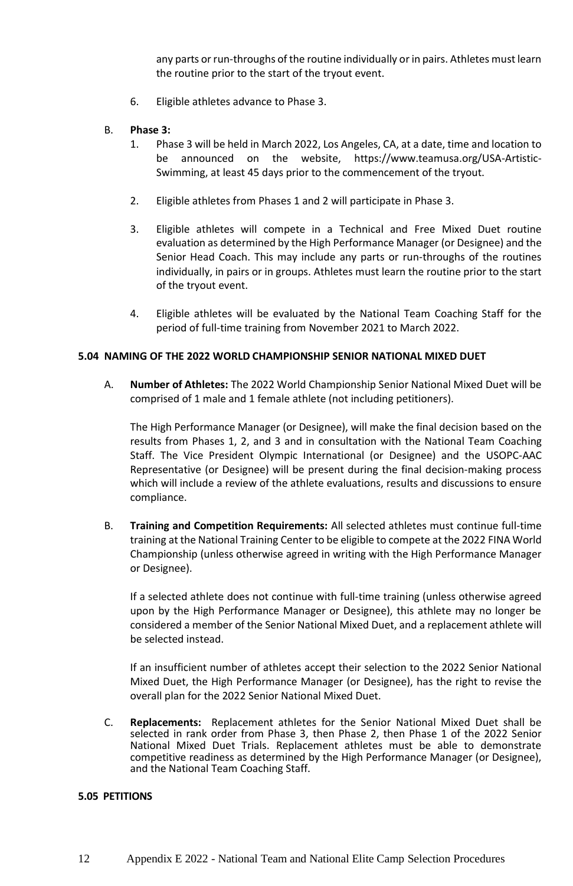any parts or run-throughs of the routine individually or in pairs. Athletes must learn the routine prior to the start of the tryout event.

6. Eligible athletes advance to Phase 3.

B. **Phase 3:**

1. Phase 3 will be held in March 2022, Los Angeles, CA, at a date, time and location to be announced on the website, https://www.teamusa.org/USA-Artistic-Swimming, at least 45 days prior to the commencement of the tryout.

2. Eligible athletes from Phases 1 and 2 will participate in Phase 3.

3. Eligible athletes will compete in a Technical and Free Mixed Duet routine evaluation as determined by the High Performance Manager (or Designee) and the Senior Head Coach. This may include any parts or run-throughs of the routines individually, in pairs or in groups. Athletes must learn the routine prior to the start of the tryout event.

4. Eligible athletes will be evaluated by the National Team Coaching Staff for the period of full-time training from November 2021 to March 2022.

### 5.04 NAMING OF THE 2022 WORLD CHAMPIONSHIP SENIOR NATIONAL MIXED DUET

A. **Number of Athletes:** The 2022 World Championship Senior National Mixed Duet will be comprised of 1 male and 1 female athlete (not including petitioners).

The High Performance Manager (or Designee), will make the final decision based on the results from Phases 1, 2, and 3 and in consultation with the National Team Coaching Staff. The Vice President Olympic International (or Designee) and the USOPC-AAC Representative (or Designee) will be present during the final decision-making process which will include a review of the athlete evaluations, results and discussions to ensure compliance.

B. **Training and Competition Requirements:** All selected athletes must continue full-time training at the National Training Center to be eligible to compete at the 2022 FINA World Championship (unless otherwise agreed in writing with the High Performance Manager or Designee).

If a selected athlete does not continue with full-time training (unless otherwise agreed upon by the High Performance Manager or Designee), this athlete may no longer be considered a member of the Senior National Mixed Duet, and a replacement athlete will be selected instead.

If an insufficient number of athletes accept their selection to the 2022 Senior National Mixed Duet, the High Performance Manager (or Designee), has the right to revise the overall plan for the 2022 Senior National Mixed Duet.

C. **Replacements:** Replacement athletes for the Senior National Mixed Duet shall be selected in rank order from Phase 3, then Phase 2, then Phase 1 of the 2022 Senior National Mixed Duet Trials. Replacement athletes must be able to demonstrate competitive readiness as determined by the High Performance Manager (or Designee), and the National Team Coaching Staff.

### 5.05 PETITIONS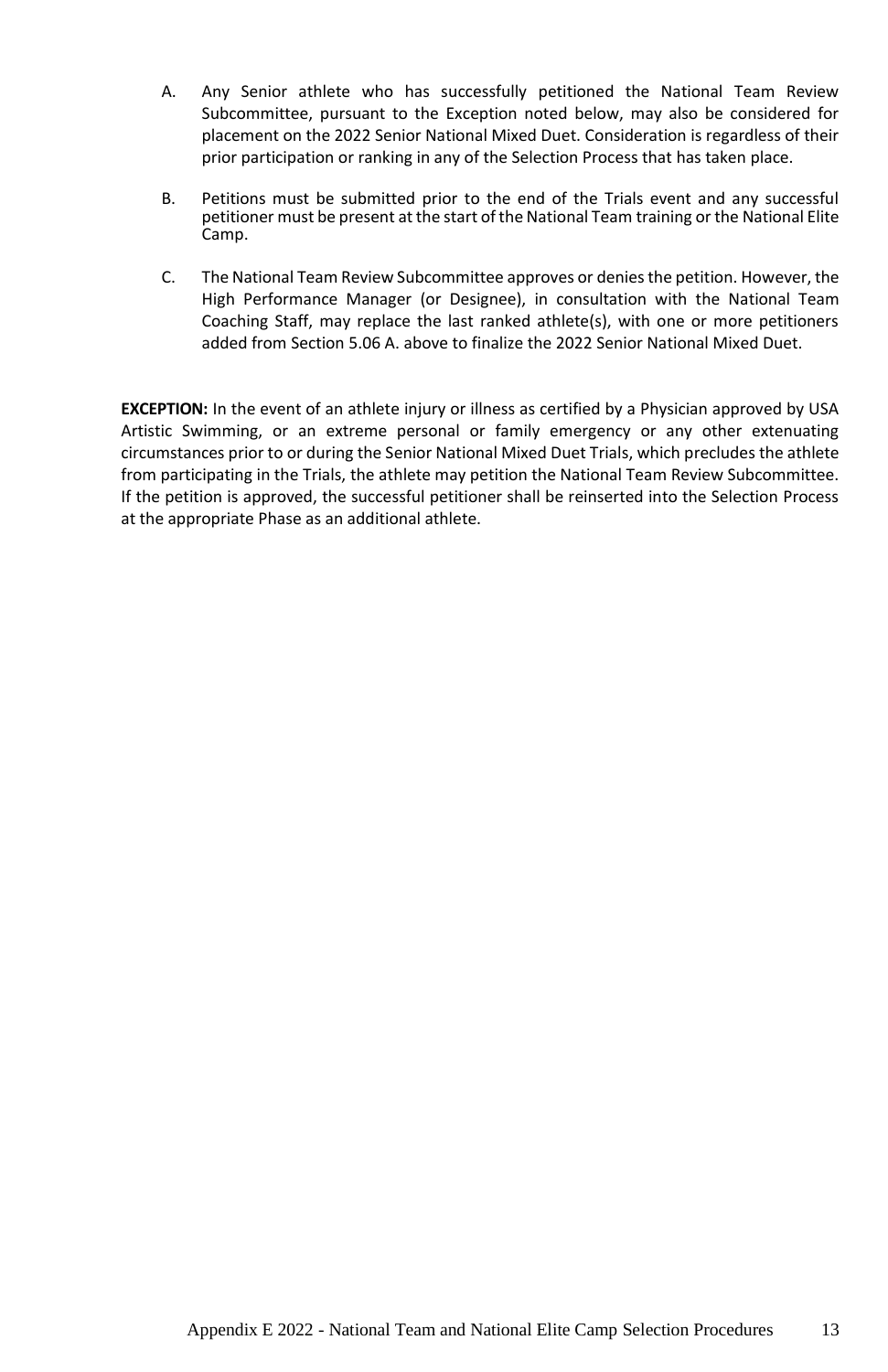A. Any Senior athlete who has successfully petitioned the National Team Review Subcommittee, pursuant to the Exception noted below, may also be considered for placement on the 2022 Senior National Mixed Duet. Consideration is regardless of their prior participation or ranking in any of the Selection Process that has taken place.

B. Petitions must be submitted prior to the end of the Trials event and any successful petitioner must be present at the start of the National Team training or the National Elite Camp.

C. The National Team Review Subcommittee approves or denies the petition. However, the High Performance Manager (or Designee), in consultation with the National Team Coaching Staff, may replace the last ranked athlete(s), with one or more petitioners added from Section 5.06 A. above to finalize the 2022 Senior National Mixed Duet.

**EXCEPTION:** In the event of an athlete injury or illness as certified by a Physician approved by USA Artistic Swimming, or an extreme personal or family emergency or any other extenuating circumstances prior to or during the Senior National Mixed Duet Trials, which precludes the athlete from participating in the Trials, the athlete may petition the National Team Review Subcommittee. If the petition is approved, the successful petitioner shall be reinserted into the Selection Process at the appropriate Phase as an additional athlete.